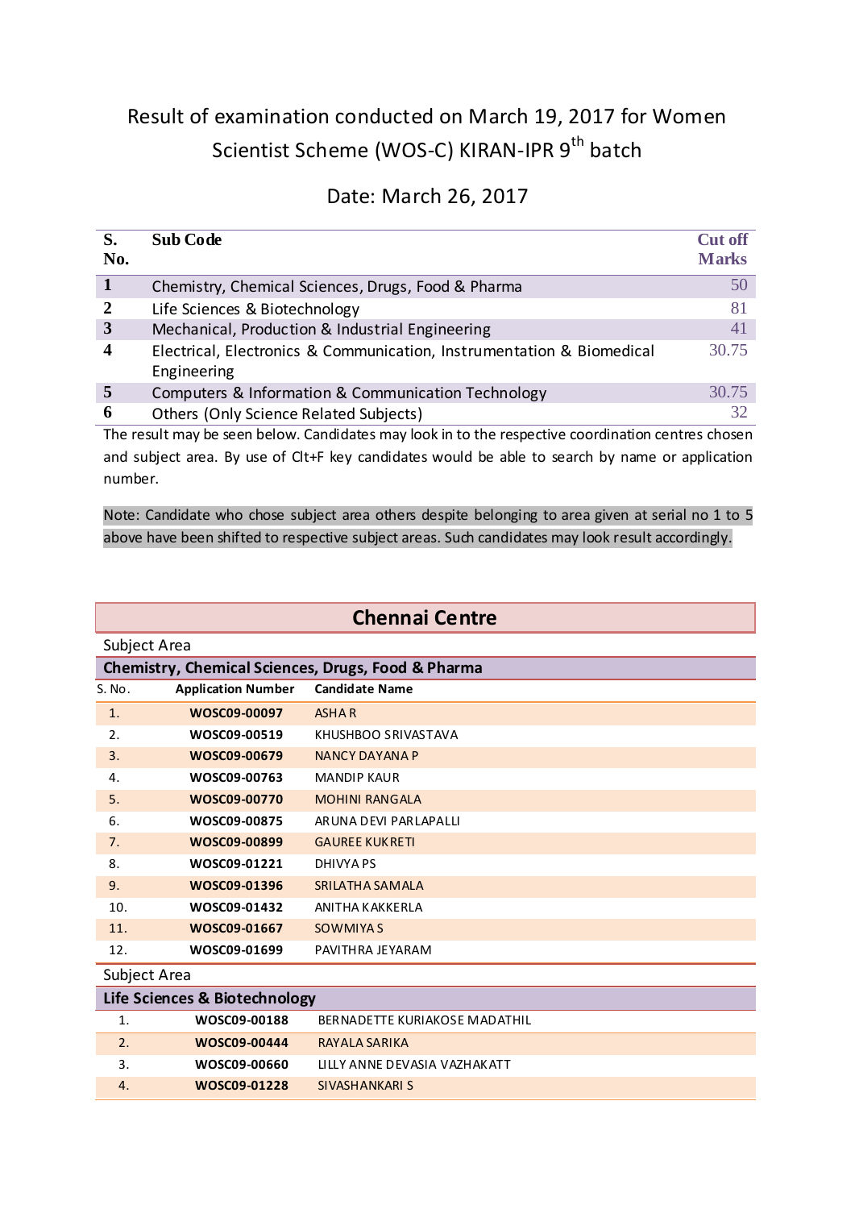# Result of examination conducted on March 19, 2017 for Women Scientist Scheme (WOS-C) KIRAN-IPR 9th batch

Date: March 26, 2017

| S. No. | Sub Code | Cut off Marks |
|---|---|---|
| 1 | Chemistry, Chemical Sciences, Drugs, Food & Pharma | 50 |
| 2 | Life Sciences & Biotechnology | 81 |
| 3 | Mechanical, Production & Industrial Engineering | 41 |
| 4 | Electrical, Electronics & Communication, Instrumentation & Biomedical Engineering | 30.75 |
| 5 | Computers & Information & Communication Technology | 30.75 |
| 6 | Others (Only Science Related Subjects) | 32 |

The result may be seen below. Candidates may look in to the respective coordination centres chosen and subject area. By use of Clt+F key candidates would be able to search by name or application number.

Note: Candidate who chose subject area others despite belonging to area given at serial no 1 to 5 above have been shifted to respective subject areas. Such candidates may look result accordingly.

## Chennai Centre

Subject Area

### Chemistry, Chemical Sciences, Drugs, Food & Pharma

| S. No. | Application Number | Candidate Name |
|---|---|---|
| 1. | WOSC09-00097 | ASHA R |
| 2. | WOSC09-00519 | KHUSHBOO SRIVASTAVA |
| 3. | WOSC09-00679 | NANCY DAYANA P |
| 4. | WOSC09-00763 | MANDIP KAUR |
| 5. | WOSC09-00770 | MOHINI RANGALA |
| 6. | WOSC09-00875 | ARUNA DEVI PARLAPALLI |
| 7. | WOSC09-00899 | GAUREE KUKRETI |
| 8. | WOSC09-01221 | DHIVYA PS |
| 9. | WOSC09-01396 | SRILATHA SAMALA |
| 10. | WOSC09-01432 | ANITHA KAKKERLA |
| 11. | WOSC09-01667 | SOWMIYA S |
| 12. | WOSC09-01699 | PAVITHRA JEYARAM |

Subject Area

### Life Sciences & Biotechnology

| S. No. | Application Number | Candidate Name |
|---|---|---|
| 1. | WOSC09-00188 | BERNADETTE KURIAKOSE MADATHIL |
| 2. | WOSC09-00444 | RAYALA SARIKA |
| 3. | WOSC09-00660 | LILLY ANNE DEVASIA VAZHAKATT |
| 4. | WOSC09-01228 | SIVASHANKARI S |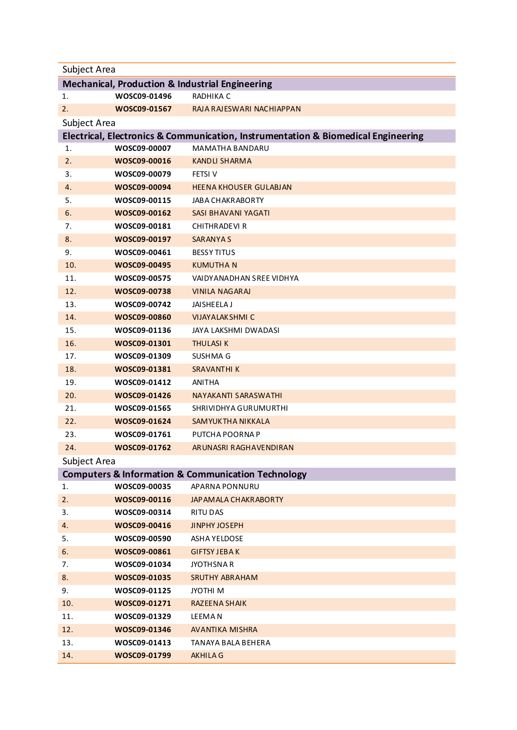Subject Area

## Mechanical, Production & Industrial Engineering

| | | |
|---|---|---|
| 1. | **WOSC09-01496** | RADHIKA C |
| 2. | **WOSC09-01567** | RAJA RAJESWARI NACHIAPPAN |

Subject Area

## Electrical, Electronics & Communication, Instrumentation & Biomedical Engineering

| | | |
|---|---|---|
| 1. | **WOSC09-00007** | MAMATHA BANDARU |
| 2. | **WOSC09-00016** | KANDLI SHARMA |
| 3. | **WOSC09-00079** | FETSI V |
| 4. | **WOSC09-00094** | HEENA KHOUSER GULABJAN |
| 5. | **WOSC09-00115** | JABA CHAKRABORTY |
| 6. | **WOSC09-00162** | SASI BHAVANI YAGATI |
| 7. | **WOSC09-00181** | CHITHRADEVI R |
| 8. | **WOSC09-00197** | SARANYA S |
| 9. | **WOSC09-00461** | BESSY TITUS |
| 10. | **WOSC09-00495** | KUMUTHA N |
| 11. | **WOSC09-00575** | VAIDYANADHAN SREE VIDHYA |
| 12. | **WOSC09-00738** | VINILA NAGARAJ |
| 13. | **WOSC09-00742** | JAISHEELA J |
| 14. | **WOSC09-00860** | VIJAYALAKSHMI C |
| 15. | **WOSC09-01136** | JAYA LAKSHMI DWADASI |
| 16. | **WOSC09-01301** | THULASI K |
| 17. | **WOSC09-01309** | SUSHMA G |
| 18. | **WOSC09-01381** | SRAVANTHI K |
| 19. | **WOSC09-01412** | ANITHA |
| 20. | **WOSC09-01426** | NAYAKANTI SARASWATHI |
| 21. | **WOSC09-01565** | SHRIVIDHYA GURUMURTHI |
| 22. | **WOSC09-01624** | SAMYUKTHA NIKKALA |
| 23. | **WOSC09-01761** | PUTCHA POORNA P |
| 24. | **WOSC09-01762** | ARUNASRI RAGHAVENDIRAN |

Subject Area

## Computers & Information & Communication Technology

| | | |
|---|---|---|
| 1. | **WOSC09-00035** | APARNA PONNURU |
| 2. | **WOSC09-00116** | JAPAMALA CHAKRABORTY |
| 3. | **WOSC09-00314** | RITU DAS |
| 4. | **WOSC09-00416** | JINPHY JOSEPH |
| 5. | **WOSC09-00590** | ASHA YELDOSE |
| 6. | **WOSC09-00861** | GIFTSY JEBA K |
| 7. | **WOSC09-01034** | JYOTHSNA R |
| 8. | **WOSC09-01035** | SRUTHY ABRAHAM |
| 9. | **WOSC09-01125** | JYOTHI M |
| 10. | **WOSC09-01271** | RAZEENA SHAIK |
| 11. | **WOSC09-01329** | LEEMA N |
| 12. | **WOSC09-01346** | AVANTIKA MISHRA |
| 13. | **WOSC09-01413** | TANAYA BALA BEHERA |
| 14. | **WOSC09-01799** | AKHILA G |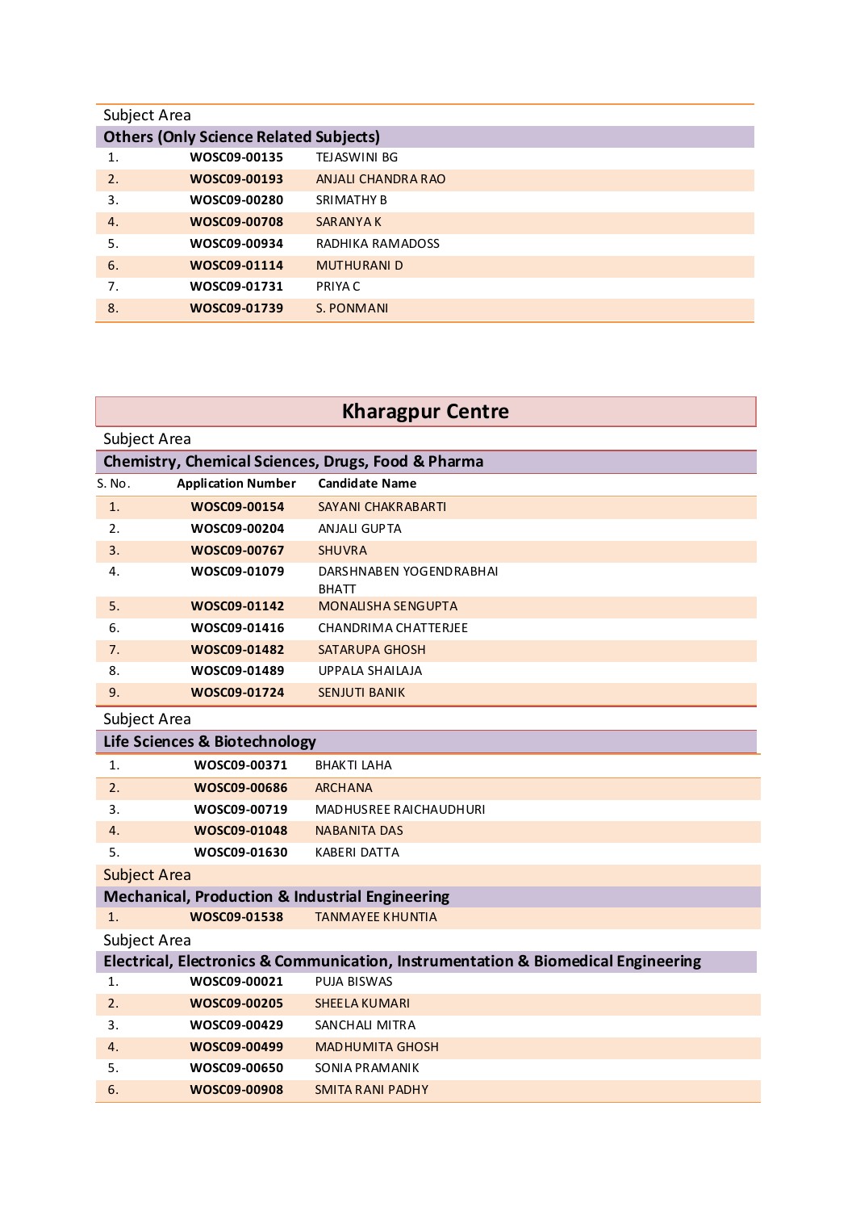Subject Area

**Others (Only Science Related Subjects)**

| S. No. | Application Number | Candidate Name |
|---|---|---|
| 1. | **WOSC09-00135** | TEJASWINI BG |
| 2. | **WOSC09-00193** | ANJALI CHANDRA RAO |
| 3. | **WOSC09-00280** | SRIMATHY B |
| 4. | **WOSC09-00708** | SARANYA K |
| 5. | **WOSC09-00934** | RADHIKA RAMADOSS |
| 6. | **WOSC09-01114** | MUTHURANI D |
| 7. | **WOSC09-01731** | PRIYA C |
| 8. | **WOSC09-01739** | S. PONMANI |

## Kharagpur Centre

Subject Area

**Chemistry, Chemical Sciences, Drugs, Food & Pharma**

| S. No. | Application Number | Candidate Name |
|---|---|---|
| 1. | **WOSC09-00154** | SAYANI CHAKRABARTI |
| 2. | **WOSC09-00204** | ANJALI GUPTA |
| 3. | **WOSC09-00767** | SHUVRA |
| 4. | **WOSC09-01079** | DARSHNABEN YOGENDRABHAI BHATT |
| 5. | **WOSC09-01142** | MONALISHA SENGUPTA |
| 6. | **WOSC09-01416** | CHANDRIMA CHATTERJEE |
| 7. | **WOSC09-01482** | SATARUPA GHOSH |
| 8. | **WOSC09-01489** | UPPALA SHAILAJA |
| 9. | **WOSC09-01724** | SENJUTI BANIK |

Subject Area

**Life Sciences & Biotechnology**

| S. No. | Application Number | Candidate Name |
|---|---|---|
| 1. | **WOSC09-00371** | BHAKTI LAHA |
| 2. | **WOSC09-00686** | ARCHANA |
| 3. | **WOSC09-00719** | MADHUSREE RAICHAUDHURI |
| 4. | **WOSC09-01048** | NABANITA DAS |
| 5. | **WOSC09-01630** | KABERI DATTA |

Subject Area

**Mechanical, Production & Industrial Engineering**

| S. No. | Application Number | Candidate Name |
|---|---|---|
| 1. | **WOSC09-01538** | TANMAYEE KHUNTIA |

Subject Area

**Electrical, Electronics & Communication, Instrumentation & Biomedical Engineering**

| S. No. | Application Number | Candidate Name |
|---|---|---|
| 1. | **WOSC09-00021** | PUJA BISWAS |
| 2. | **WOSC09-00205** | SHEELA KUMARI |
| 3. | **WOSC09-00429** | SANCHALI MITRA |
| 4. | **WOSC09-00499** | MADHUMITA GHOSH |
| 5. | **WOSC09-00650** | SONIA PRAMANIK |
| 6. | **WOSC09-00908** | SMITA RANI PADHY |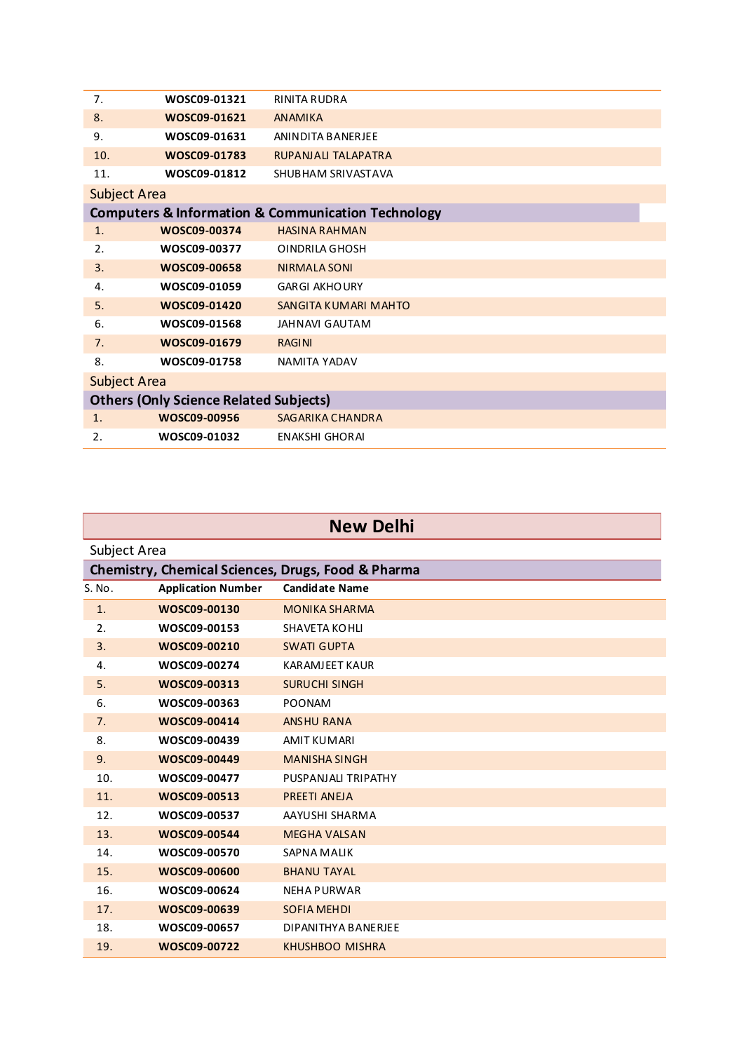| | | |
|---|---|---|
| 7. | **WOSC09-01321** | RINITA RUDRA |
| 8. | **WOSC09-01621** | ANAMIKA |
| 9. | **WOSC09-01631** | ANINDITA BANERJEE |
| 10. | **WOSC09-01783** | RUPANJALI TALAPATRA |
| 11. | **WOSC09-01812** | SHUBHAM SRIVASTAVA |

Subject Area

**Computers & Information & Communication Technology**

| | | |
|---|---|---|
| 1. | **WOSC09-00374** | HASINA RAHMAN |
| 2. | **WOSC09-00377** | OINDRILA GHOSH |
| 3. | **WOSC09-00658** | NIRMALA SONI |
| 4. | **WOSC09-01059** | GARGI AKHOURY |
| 5. | **WOSC09-01420** | SANGITA KUMARI MAHTO |
| 6. | **WOSC09-01568** | JAHNAVI GAUTAM |
| 7. | **WOSC09-01679** | RAGINI |
| 8. | **WOSC09-01758** | NAMITA YADAV |

Subject Area

**Others (Only Science Related Subjects)**

| | | |
|---|---|---|
| 1. | **WOSC09-00956** | SAGARIKA CHANDRA |
| 2. | **WOSC09-01032** | ENAKSHI GHORAI |

## New Delhi

Subject Area

**Chemistry, Chemical Sciences, Drugs, Food & Pharma**

| S. No. | Application Number | Candidate Name |
|---|---|---|
| 1. | **WOSC09-00130** | MONIKA SHARMA |
| 2. | **WOSC09-00153** | SHAVETA KOHLI |
| 3. | **WOSC09-00210** | SWATI GUPTA |
| 4. | **WOSC09-00274** | KARAMJEET KAUR |
| 5. | **WOSC09-00313** | SURUCHI SINGH |
| 6. | **WOSC09-00363** | POONAM |
| 7. | **WOSC09-00414** | ANSHU RANA |
| 8. | **WOSC09-00439** | AMIT KUMARI |
| 9. | **WOSC09-00449** | MANISHA SINGH |
| 10. | **WOSC09-00477** | PUSPANJALI TRIPATHY |
| 11. | **WOSC09-00513** | PREETI ANEJA |
| 12. | **WOSC09-00537** | AAYUSHI SHARMA |
| 13. | **WOSC09-00544** | MEGHA VALSAN |
| 14. | **WOSC09-00570** | SAPNA MALIK |
| 15. | **WOSC09-00600** | BHANU TAYAL |
| 16. | **WOSC09-00624** | NEHA PURWAR |
| 17. | **WOSC09-00639** | SOFIA MEHDI |
| 18. | **WOSC09-00657** | DIPANITHYA BANERJEE |
| 19. | **WOSC09-00722** | KHUSHBOO MISHRA |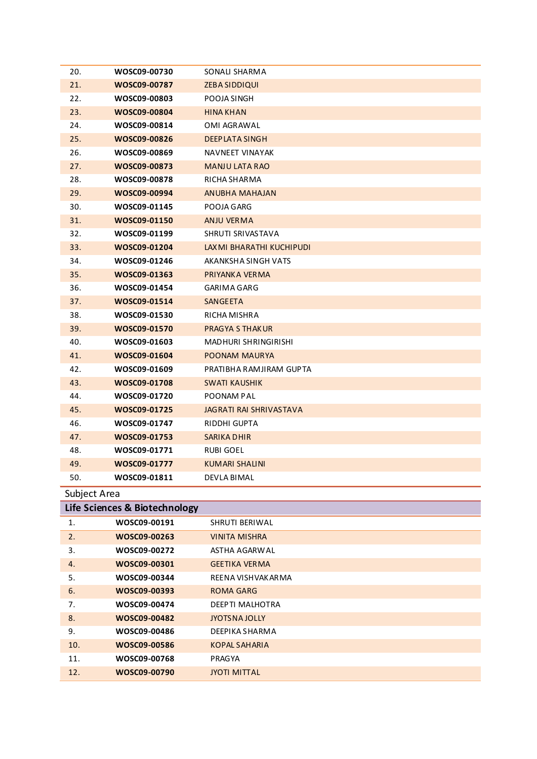| | | |
|---|---|---|
| 20. | **WOSC09-00730** | SONALI SHARMA |
| 21. | **WOSC09-00787** | ZEBA SIDDIQUI |
| 22. | **WOSC09-00803** | POOJA SINGH |
| 23. | **WOSC09-00804** | HINA KHAN |
| 24. | **WOSC09-00814** | OMI AGRAWAL |
| 25. | **WOSC09-00826** | DEEPLATA SINGH |
| 26. | **WOSC09-00869** | NAVNEET VINAYAK |
| 27. | **WOSC09-00873** | MANJU LATA RAO |
| 28. | **WOSC09-00878** | RICHA SHARMA |
| 29. | **WOSC09-00994** | ANUBHA MAHAJAN |
| 30. | **WOSC09-01145** | POOJA GARG |
| 31. | **WOSC09-01150** | ANJU VERMA |
| 32. | **WOSC09-01199** | SHRUTI SRIVASTAVA |
| 33. | **WOSC09-01204** | LAXMI BHARATHI KUCHIPUDI |
| 34. | **WOSC09-01246** | AKANKSHA SINGH VATS |
| 35. | **WOSC09-01363** | PRIYANKA VERMA |
| 36. | **WOSC09-01454** | GARIMA GARG |
| 37. | **WOSC09-01514** | SANGEETA |
| 38. | **WOSC09-01530** | RICHA MISHRA |
| 39. | **WOSC09-01570** | PRAGYA S THAKUR |
| 40. | **WOSC09-01603** | MADHURI SHRINGIRISHI |
| 41. | **WOSC09-01604** | POONAM MAURYA |
| 42. | **WOSC09-01609** | PRATIBHA RAMJIRAM GUPTA |
| 43. | **WOSC09-01708** | SWATI KAUSHIK |
| 44. | **WOSC09-01720** | POONAM PAL |
| 45. | **WOSC09-01725** | JAGRATI RAI SHRIVASTAVA |
| 46. | **WOSC09-01747** | RIDDHI GUPTA |
| 47. | **WOSC09-01753** | SARIKA DHIR |
| 48. | **WOSC09-01771** | RUBI GOEL |
| 49. | **WOSC09-01777** | KUMARI SHALINI |
| 50. | **WOSC09-01811** | DEVLA BIMAL |

Subject Area

**Life Sciences & Biotechnology**

| | | |
|---|---|---|
| 1. | **WOSC09-00191** | SHRUTI BERIWAL |
| 2. | **WOSC09-00263** | VINITA MISHRA |
| 3. | **WOSC09-00272** | ASTHA AGARWAL |
| 4. | **WOSC09-00301** | GEETIKA VERMA |
| 5. | **WOSC09-00344** | REENA VISHVAKARMA |
| 6. | **WOSC09-00393** | ROMA GARG |
| 7. | **WOSC09-00474** | DEEPTI MALHOTRA |
| 8. | **WOSC09-00482** | JYOTSNA JOLLY |
| 9. | **WOSC09-00486** | DEEPIKA SHARMA |
| 10. | **WOSC09-00586** | KOPAL SAHARIA |
| 11. | **WOSC09-00768** | PRAGYA |
| 12. | **WOSC09-00790** | JYOTI MITTAL |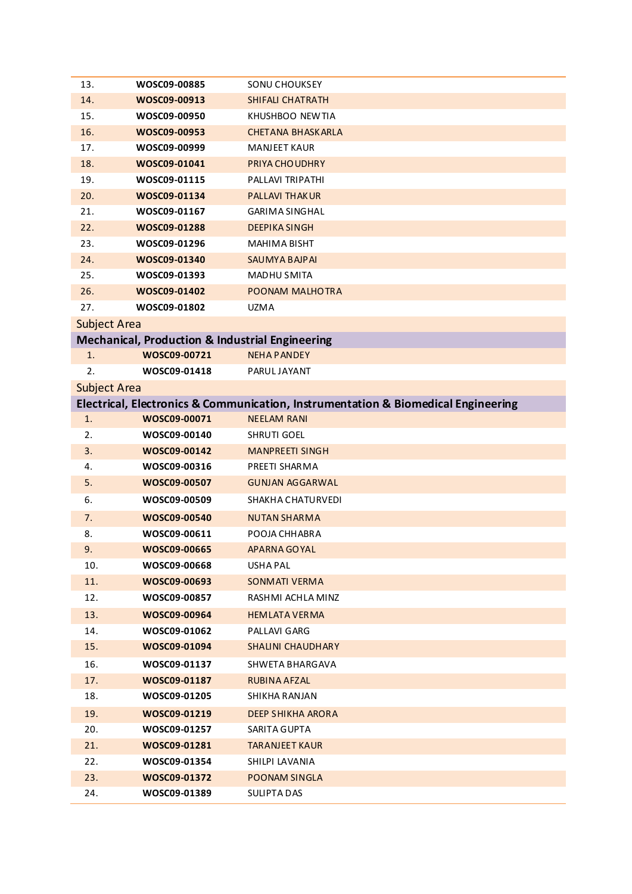| | | |
|---|---|---|
| 13. | **WOSC09-00885** | SONU CHOUKSEY |
| 14. | **WOSC09-00913** | SHIFALI CHATRATH |
| 15. | **WOSC09-00950** | KHUSHBOO NEWTIA |
| 16. | **WOSC09-00953** | CHETANA BHASKARLA |
| 17. | **WOSC09-00999** | MANJEET KAUR |
| 18. | **WOSC09-01041** | PRIYA CHOUDHRY |
| 19. | **WOSC09-01115** | PALLAVI TRIPATHI |
| 20. | **WOSC09-01134** | PALLAVI THAKUR |
| 21. | **WOSC09-01167** | GARIMA SINGHAL |
| 22. | **WOSC09-01288** | DEEPIKA SINGH |
| 23. | **WOSC09-01296** | MAHIMA BISHT |
| 24. | **WOSC09-01340** | SAUMYA BAJPAI |
| 25. | **WOSC09-01393** | MADHU SMITA |
| 26. | **WOSC09-01402** | POONAM MALHOTRA |
| 27. | **WOSC09-01802** | UZMA |

Subject Area

**Mechanical, Production & Industrial Engineering**

| | | |
|---|---|---|
| 1. | **WOSC09-00721** | NEHA PANDEY |
| 2. | **WOSC09-01418** | PARUL JAYANT |

Subject Area

**Electrical, Electronics & Communication, Instrumentation & Biomedical Engineering**

| | | |
|---|---|---|
| 1. | **WOSC09-00071** | NEELAM RANI |
| 2. | **WOSC09-00140** | SHRUTI GOEL |
| 3. | **WOSC09-00142** | MANPREETI SINGH |
| 4. | **WOSC09-00316** | PREETI SHARMA |
| 5. | **WOSC09-00507** | GUNJAN AGGARWAL |
| 6. | **WOSC09-00509** | SHAKHA CHATURVEDI |
| 7. | **WOSC09-00540** | NUTAN SHARMA |
| 8. | **WOSC09-00611** | POOJA CHHABRA |
| 9. | **WOSC09-00665** | APARNA GOYAL |
| 10. | **WOSC09-00668** | USHA PAL |
| 11. | **WOSC09-00693** | SONMATI VERMA |
| 12. | **WOSC09-00857** | RASHMI ACHLA MINZ |
| 13. | **WOSC09-00964** | HEMLATA VERMA |
| 14. | **WOSC09-01062** | PALLAVI GARG |
| 15. | **WOSC09-01094** | SHALINI CHAUDHARY |
| 16. | **WOSC09-01137** | SHWETA BHARGAVA |
| 17. | **WOSC09-01187** | RUBINA AFZAL |
| 18. | **WOSC09-01205** | SHIKHA RANJAN |
| 19. | **WOSC09-01219** | DEEP SHIKHA ARORA |
| 20. | **WOSC09-01257** | SARITA GUPTA |
| 21. | **WOSC09-01281** | TARANJEET KAUR |
| 22. | **WOSC09-01354** | SHILPI LAVANIA |
| 23. | **WOSC09-01372** | POONAM SINGLA |
| 24. | **WOSC09-01389** | SULIPTA DAS |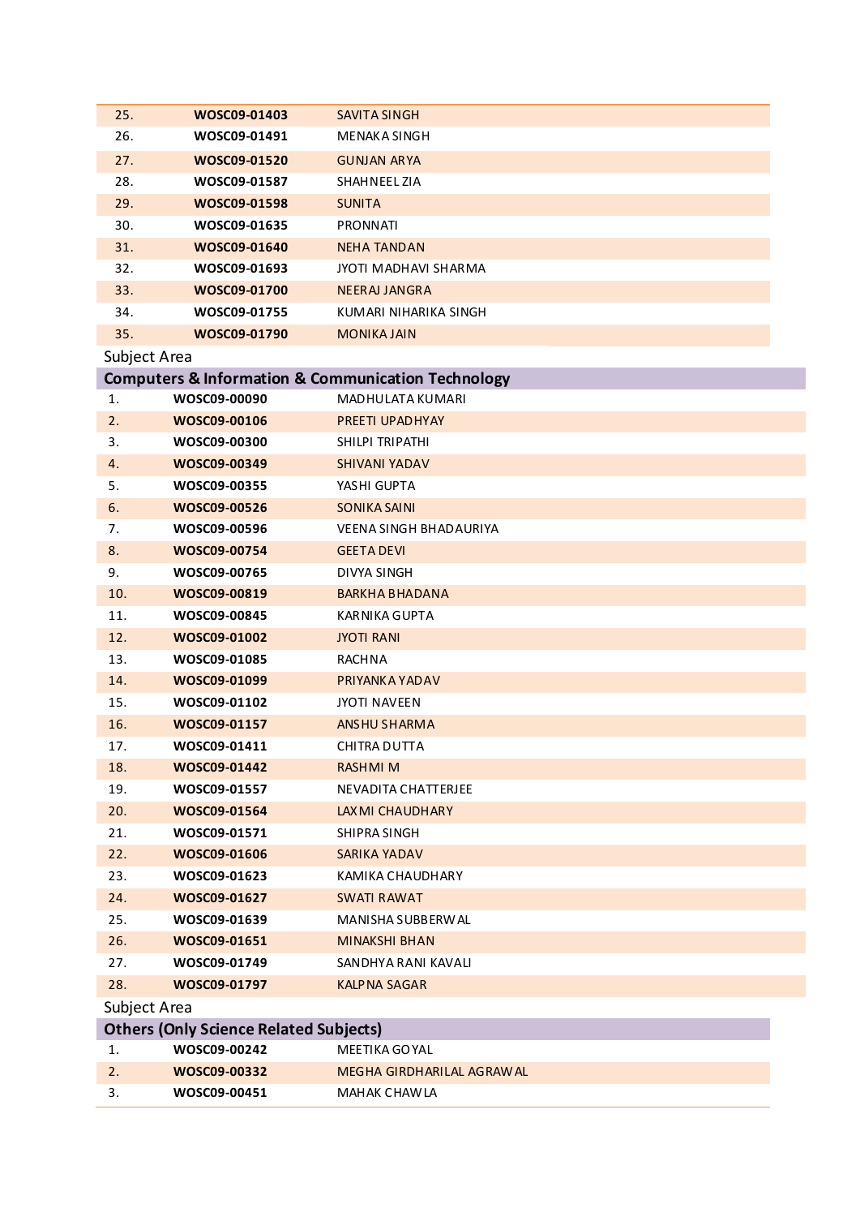| | | |
|---|---|---|
| 25. | **WOSC09-01403** | SAVITA SINGH |
| 26. | **WOSC09-01491** | MENAKA SINGH |
| 27. | **WOSC09-01520** | GUNJAN ARYA |
| 28. | **WOSC09-01587** | SHAHNEEL ZIA |
| 29. | **WOSC09-01598** | SUNITA |
| 30. | **WOSC09-01635** | PRONNATI |
| 31. | **WOSC09-01640** | NEHA TANDAN |
| 32. | **WOSC09-01693** | JYOTI MADHAVI SHARMA |
| 33. | **WOSC09-01700** | NEERAJ JANGRA |
| 34. | **WOSC09-01755** | KUMARI NIHARIKA SINGH |
| 35. | **WOSC09-01790** | MONIKA JAIN |

Subject Area

**Computers & Information & Communication Technology**

| | | |
|---|---|---|
| 1. | **WOSC09-00090** | MADHULATA KUMARI |
| 2. | **WOSC09-00106** | PREETI UPADHYAY |
| 3. | **WOSC09-00300** | SHILPI TRIPATHI |
| 4. | **WOSC09-00349** | SHIVANI YADAV |
| 5. | **WOSC09-00355** | YASHI GUPTA |
| 6. | **WOSC09-00526** | SONIKA SAINI |
| 7. | **WOSC09-00596** | VEENA SINGH BHADAURIYA |
| 8. | **WOSC09-00754** | GEETA DEVI |
| 9. | **WOSC09-00765** | DIVYA SINGH |
| 10. | **WOSC09-00819** | BARKHA BHADANA |
| 11. | **WOSC09-00845** | KARNIKA GUPTA |
| 12. | **WOSC09-01002** | JYOTI RANI |
| 13. | **WOSC09-01085** | RACHNA |
| 14. | **WOSC09-01099** | PRIYANKA YADAV |
| 15. | **WOSC09-01102** | JYOTI NAVEEN |
| 16. | **WOSC09-01157** | ANSHU SHARMA |
| 17. | **WOSC09-01411** | CHITRA DUTTA |
| 18. | **WOSC09-01442** | RASHMI M |
| 19. | **WOSC09-01557** | NEVADITA CHATTERJEE |
| 20. | **WOSC09-01564** | LAXMI CHAUDHARY |
| 21. | **WOSC09-01571** | SHIPRA SINGH |
| 22. | **WOSC09-01606** | SARIKA YADAV |
| 23. | **WOSC09-01623** | KAMIKA CHAUDHARY |
| 24. | **WOSC09-01627** | SWATI RAWAT |
| 25. | **WOSC09-01639** | MANISHA SUBBERWAL |
| 26. | **WOSC09-01651** | MINAKSHI BHAN |
| 27. | **WOSC09-01749** | SANDHYA RANI KAVALI |
| 28. | **WOSC09-01797** | KALPNA SAGAR |

Subject Area

**Others (Only Science Related Subjects)**

| | | |
|---|---|---|
| 1. | **WOSC09-00242** | MEETIKA GOYAL |
| 2. | **WOSC09-00332** | MEGHA GIRDHARILAL AGRAWAL |
| 3. | **WOSC09-00451** | MAHAK CHAWLA |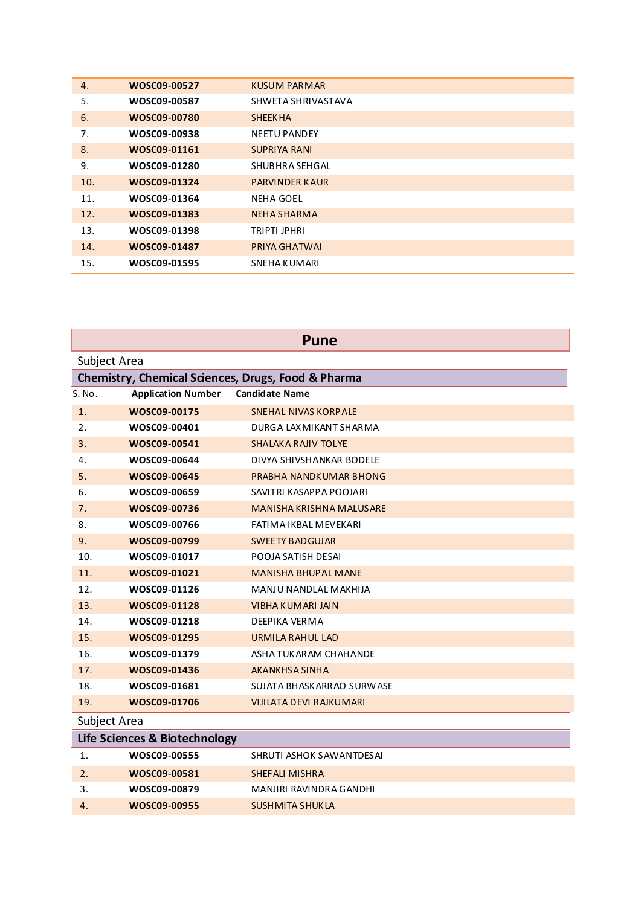| | | |
|---|---|---|
| 4. | **WOSC09-00527** | KUSUM PARMAR |
| 5. | **WOSC09-00587** | SHWETA SHRIVASTAVA |
| 6. | **WOSC09-00780** | SHEEKHA |
| 7. | **WOSC09-00938** | NEETU PANDEY |
| 8. | **WOSC09-01161** | SUPRIYA RANI |
| 9. | **WOSC09-01280** | SHUBHRA SEHGAL |
| 10. | **WOSC09-01324** | PARVINDER KAUR |
| 11. | **WOSC09-01364** | NEHA GOEL |
| 12. | **WOSC09-01383** | NEHA SHARMA |
| 13. | **WOSC09-01398** | TRIPTI JPHRI |
| 14. | **WOSC09-01487** | PRIYA GHATWAI |
| 15. | **WOSC09-01595** | SNEHA KUMARI |

## Pune

Subject Area

**Chemistry, Chemical Sciences, Drugs, Food & Pharma**

| S. No. | Application Number | Candidate Name |
|---|---|---|
| 1. | **WOSC09-00175** | SNEHAL NIVAS KORPALE |
| 2. | **WOSC09-00401** | DURGA LAXMIKANT SHARMA |
| 3. | **WOSC09-00541** | SHALAKA RAJIV TOLYE |
| 4. | **WOSC09-00644** | DIVYA SHIVSHANKAR BODELE |
| 5. | **WOSC09-00645** | PRABHA NANDKUMAR BHONG |
| 6. | **WOSC09-00659** | SAVITRI KASAPPA POOJARI |
| 7. | **WOSC09-00736** | MANISHA KRISHNA MALUSARE |
| 8. | **WOSC09-00766** | FATIMA IKBAL MEVEKARI |
| 9. | **WOSC09-00799** | SWEETY BADGUJAR |
| 10. | **WOSC09-01017** | POOJA SATISH DESAI |
| 11. | **WOSC09-01021** | MANISHA BHUPAL MANE |
| 12. | **WOSC09-01126** | MANJU NANDLAL MAKHIJA |
| 13. | **WOSC09-01128** | VIBHA KUMARI JAIN |
| 14. | **WOSC09-01218** | DEEPIKA VERMA |
| 15. | **WOSC09-01295** | URMILA RAHUL LAD |
| 16. | **WOSC09-01379** | ASHA TUKARAM CHAHANDE |
| 17. | **WOSC09-01436** | AKANKHSA SINHA |
| 18. | **WOSC09-01681** | SUJATA BHASKARRAO SURWASE |
| 19. | **WOSC09-01706** | VIJILATA DEVI RAJKUMARI |

Subject Area

**Life Sciences & Biotechnology**

| | | |
|---|---|---|
| 1. | **WOSC09-00555** | SHRUTI ASHOK SAWANTDESAI |
| 2. | **WOSC09-00581** | SHEFALI MISHRA |
| 3. | **WOSC09-00879** | MANJIRI RAVINDRA GANDHI |
| 4. | **WOSC09-00955** | SUSHMITA SHUKLA |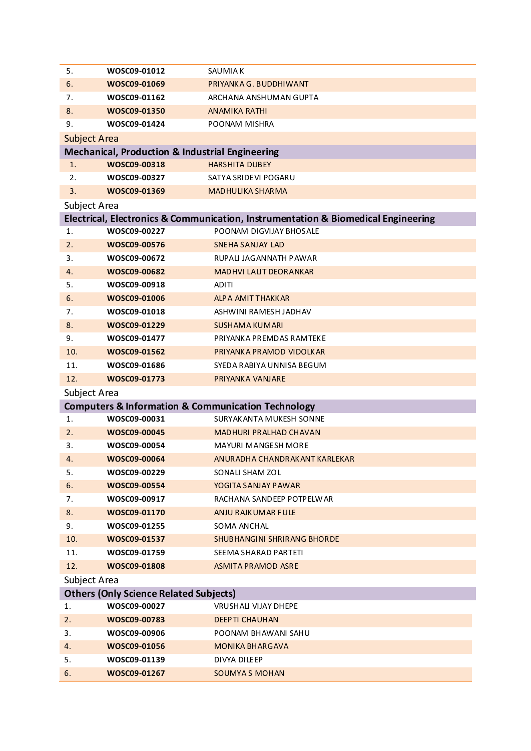| | | |
|---|---|---|
| 5. | **WOSC09-01012** | SAUMIA K |
| 6. | **WOSC09-01069** | PRIYANKA G. BUDDHIWANT |
| 7. | **WOSC09-01162** | ARCHANA ANSHUMAN GUPTA |
| 8. | **WOSC09-01350** | ANAMIKA RATHI |
| 9. | **WOSC09-01424** | POONAM MISHRA |

Subject Area

**Mechanical, Production & Industrial Engineering**

| | | |
|---|---|---|
| 1. | **WOSC09-00318** | HARSHITA DUBEY |
| 2. | **WOSC09-00327** | SATYA SRIDEVI POGARU |
| 3. | **WOSC09-01369** | MADHULIKA SHARMA |

Subject Area

**Electrical, Electronics & Communication, Instrumentation & Biomedical Engineering**

| | | |
|---|---|---|
| 1. | **WOSC09-00227** | POONAM DIGVIJAY BHOSALE |
| 2. | **WOSC09-00576** | SNEHA SANJAY LAD |
| 3. | **WOSC09-00672** | RUPALI JAGANNATH PAWAR |
| 4. | **WOSC09-00682** | MADHVI LALIT DEORANKAR |
| 5. | **WOSC09-00918** | ADITI |
| 6. | **WOSC09-01006** | ALPA AMIT THAKKAR |
| 7. | **WOSC09-01018** | ASHWINI RAMESH JADHAV |
| 8. | **WOSC09-01229** | SUSHAMA KUMARI |
| 9. | **WOSC09-01477** | PRIYANKA PREMDAS RAMTEKE |
| 10. | **WOSC09-01562** | PRIYANKA PRAMOD VIDOLKAR |
| 11. | **WOSC09-01686** | SYEDA RABIYA UNNISA BEGUM |
| 12. | **WOSC09-01773** | PRIYANKA VANJARE |

Subject Area

**Computers & Information & Communication Technology**

| | | |
|---|---|---|
| 1. | **WOSC09-00031** | SURYAKANTA MUKESH SONNE |
| 2. | **WOSC09-00045** | MADHURI PRALHAD CHAVAN |
| 3. | **WOSC09-00054** | MAYURI MANGESH MORE |
| 4. | **WOSC09-00064** | ANURADHA CHANDRAKANT KARLEKAR |
| 5. | **WOSC09-00229** | SONALI SHAM ZOL |
| 6. | **WOSC09-00554** | YOGITA SANJAY PAWAR |
| 7. | **WOSC09-00917** | RACHANA SANDEEP POTPELWAR |
| 8. | **WOSC09-01170** | ANJU RAJKUMAR FULE |
| 9. | **WOSC09-01255** | SOMA ANCHAL |
| 10. | **WOSC09-01537** | SHUBHANGINI SHRIRANG BHORDE |
| 11. | **WOSC09-01759** | SEEMA SHARAD PARTETI |
| 12. | **WOSC09-01808** | ASMITA PRAMOD ASRE |

Subject Area

**Others (Only Science Related Subjects)**

| | | |
|---|---|---|
| 1. | **WOSC09-00027** | VRUSHALI VIJAY DHEPE |
| 2. | **WOSC09-00783** | DEEPTI CHAUHAN |
| 3. | **WOSC09-00906** | POONAM BHAWANI SAHU |
| 4. | **WOSC09-01056** | MONIKA BHARGAVA |
| 5. | **WOSC09-01139** | DIVYA DILEEP |
| 6. | **WOSC09-01267** | SOUMYA S MOHAN |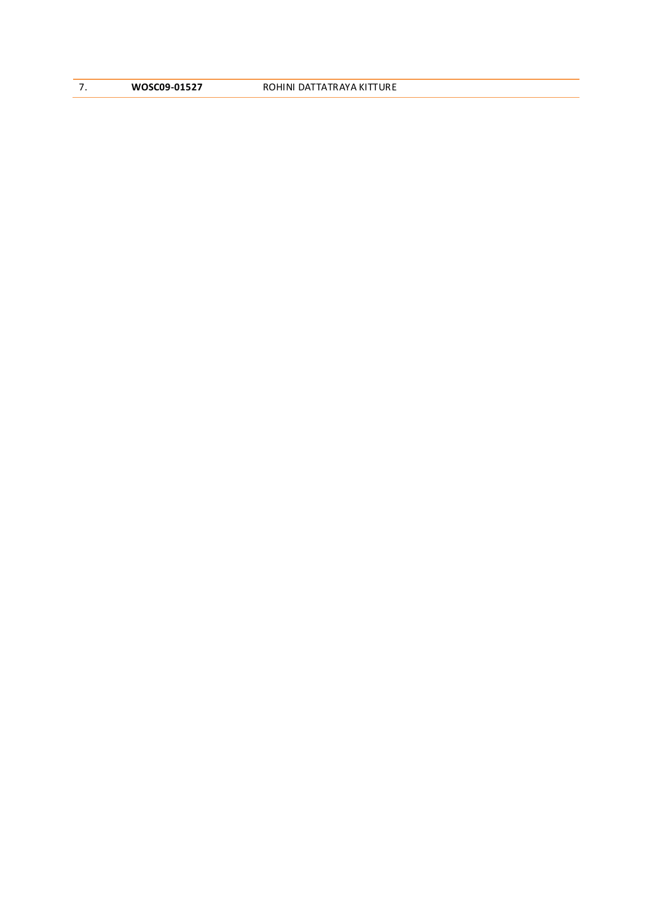| | | |
|---|---|---|
| 7. | **WOSC09-01527** | ROHINI DATTATRAYA KITTURE |